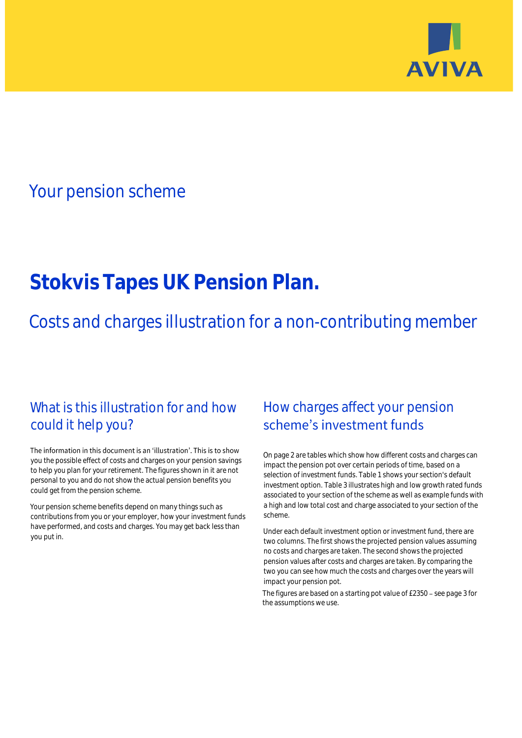AVIVA

## Your pension scheme

# Stokvis Tapes UK Pension Plan.

## Costs and charges illustration for a non-contributing member

## What is this illustration for and how could it help you?

The information in this document is an 'illustration'. This is to show you the possible effect of costs and charges on your pension savings to help you plan for your retirement. The figures shown in it are not personal to you and do not show the actual pension benefits you could get from the pension scheme.

Your pension scheme benefits depend on many things such as contributions from you or your employer, how your investment funds have performed, and costs and charges. You may get back less than you put in.

## How charges affect your pension scheme's investment funds

On page 2 are tables which show how different costs and charges can impact the pension pot over certain periods of time, based on a selection of investment funds. Table 1 shows your section's default investment option. Table 3 illustrates high and low growth rated funds associated to your section of the scheme as well as example funds with a high and low total cost and charge associated to your section of the scheme.

Under each default investment option or investment fund, there are two columns. The first shows the projected pension values assuming no costs and charges are taken. The second shows the projected pension values after costs and charges are taken. By comparing the two you can see how much the costs and charges over the years will impact your pension pot.

The figures are based on a starting pot value of £2350 – see page 3 for the assumptions we use.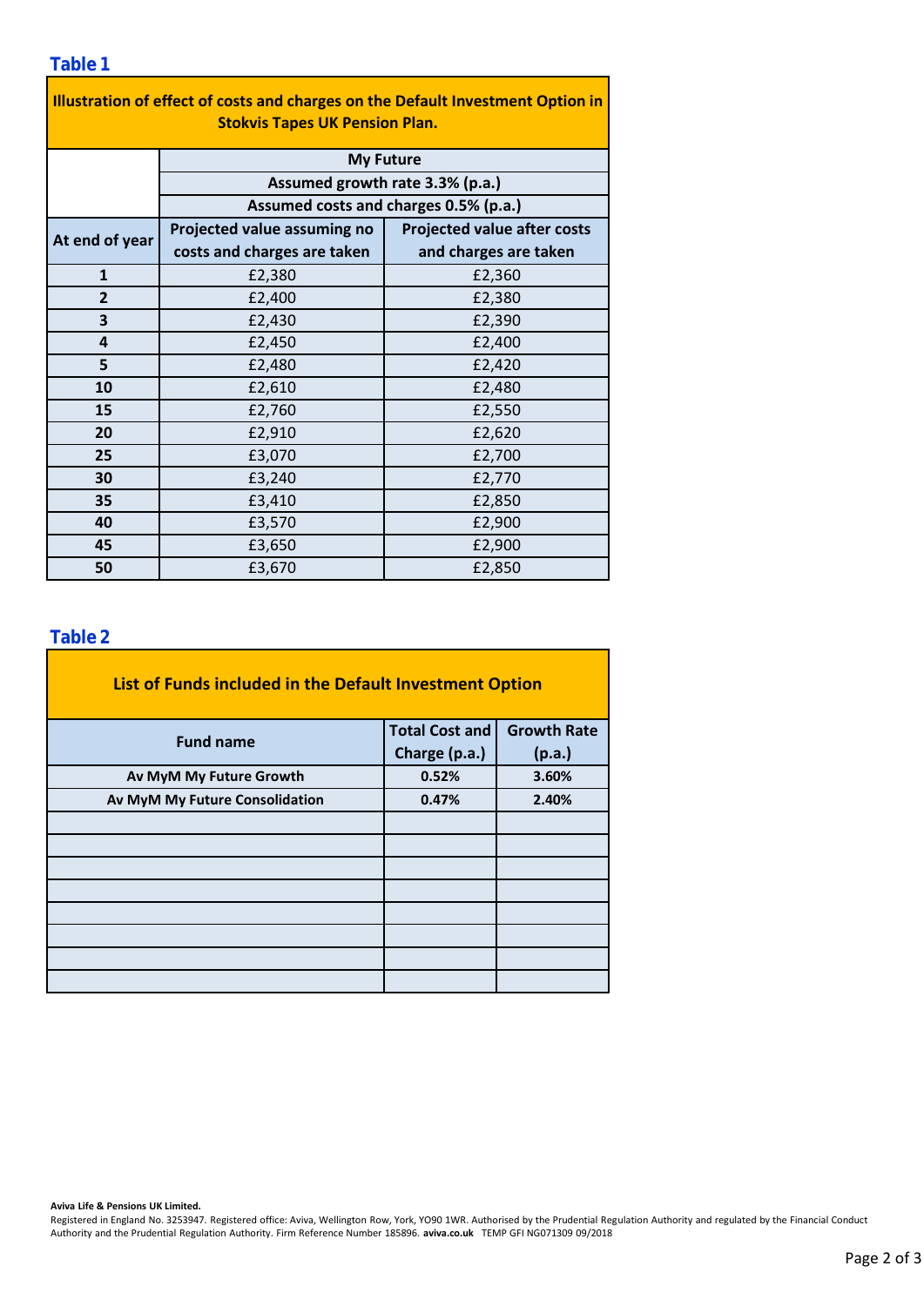## Table 1

**Illustration of effect of costs and charges on the Default Investment Option in Stokvis Tapes UK Pension Plan.**

| | My Future | |
|---|---|---|
| | Assumed growth rate 3.3% (p.a.) | |
| | Assumed costs and charges 0.5% (p.a.) | |
| **At end of year** | **Projected value assuming no costs and charges are taken** | **Projected value after costs and charges are taken** |
| **1** | £2,380 | £2,360 |
| **2** | £2,400 | £2,380 |
| **3** | £2,430 | £2,390 |
| **4** | £2,450 | £2,400 |
| **5** | £2,480 | £2,420 |
| **10** | £2,610 | £2,480 |
| **15** | £2,760 | £2,550 |
| **20** | £2,910 | £2,620 |
| **25** | £3,070 | £2,700 |
| **30** | £3,240 | £2,770 |
| **35** | £3,410 | £2,850 |
| **40** | £3,570 | £2,900 |
| **45** | £3,650 | £2,900 |
| **50** | £3,670 | £2,850 |

## Table 2

**List of Funds included in the Default Investment Option**

| Fund name | Total Cost and Charge (p.a.) | Growth Rate (p.a.) |
|---|---|---|
| **Av MyM My Future Growth** | **0.52%** | **3.60%** |
| **Av MyM My Future Consolidation** | **0.47%** | **2.40%** |
| | | |
| | | |
| | | |
| | | |
| | | |
| | | |
| | | |
| | | |

**Aviva Life & Pensions UK Limited.**
Registered in England No. 3253947. Registered office: Aviva, Wellington Row, York, YO90 1WR. Authorised by the Prudential Regulation Authority and regulated by the Financial Conduct Authority and the Prudential Regulation Authority. Firm Reference Number 185896. **aviva.co.uk** TEMP GFI NG071309 09/2018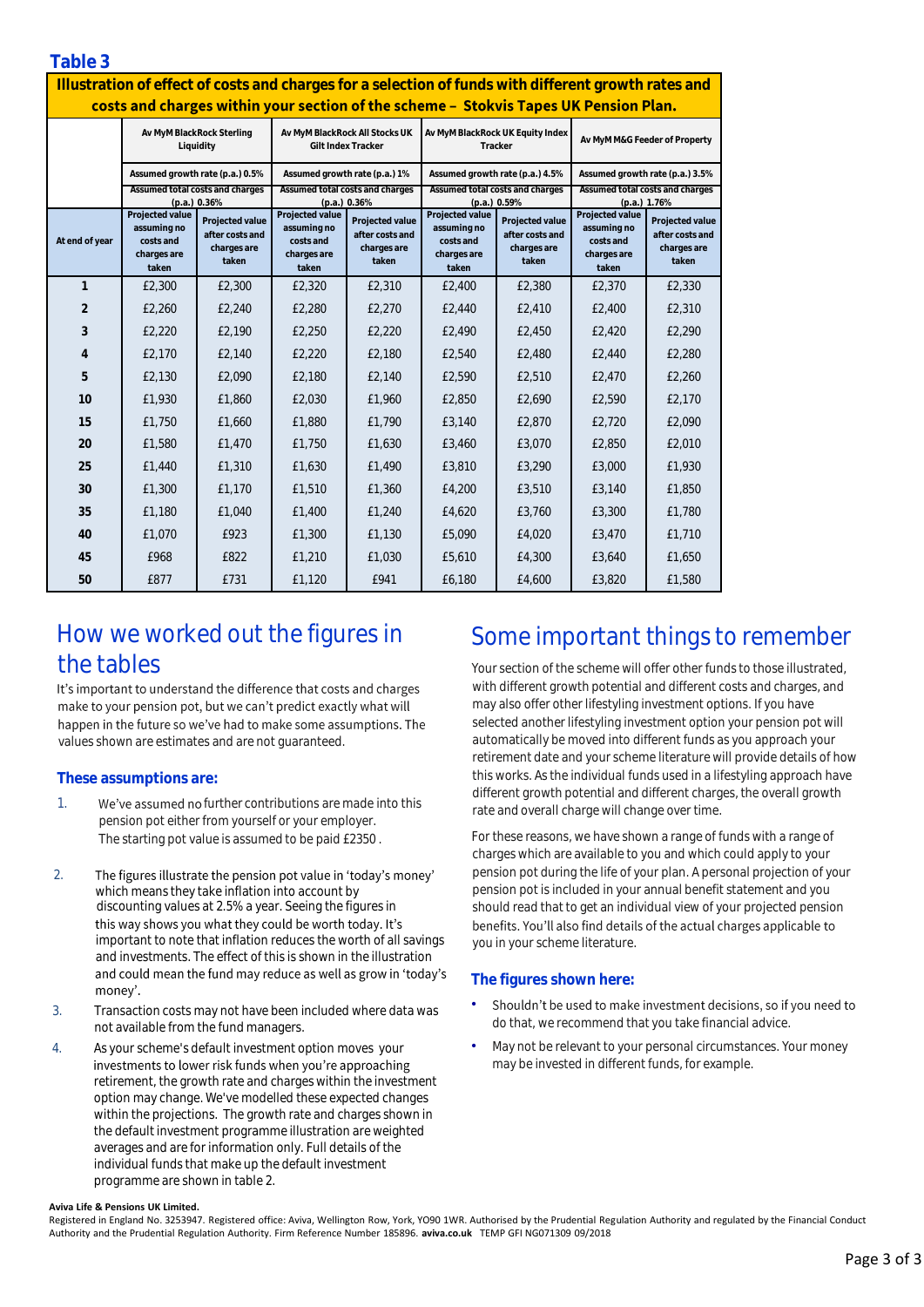## Table 3

| Illustration of effect of costs and charges for a selection of funds with different growth rates and costs and charges within your section of the scheme – Stokvis Tapes UK Pension Plan. | | | | | | | | |
|---|---|---|---|---|---|---|---|---|
| | Av MyM BlackRock Sterling Liquidity | | Av MyM BlackRock All Stocks UK Gilt Index Tracker | | Av MyM BlackRock UK Equity Index Tracker | | Av MyM M&G Feeder of Property | |
| | Assumed growth rate (p.a.) 0.5% | | Assumed growth rate (p.a.) 1% | | Assumed growth rate (p.a.) 4.5% | | Assumed growth rate (p.a.) 3.5% | |
| | Assumed total costs and charges (p.a.) 0.36% | | Assumed total costs and charges (p.a.) 0.36% | | Assumed total costs and charges (p.a.) 0.59% | | Assumed total costs and charges (p.a.) 1.76% | |
| At end of year | Projected value assuming no costs and charges are taken | Projected value after costs and charges are taken | Projected value assuming no costs and charges are taken | Projected value after costs and charges are taken | Projected value assuming no costs and charges are taken | Projected value after costs and charges are taken | Projected value assuming no costs and charges are taken | Projected value after costs and charges are taken |
| 1 | £2,300 | £2,300 | £2,320 | £2,310 | £2,400 | £2,380 | £2,370 | £2,330 |
| 2 | £2,260 | £2,240 | £2,280 | £2,270 | £2,440 | £2,410 | £2,400 | £2,310 |
| 3 | £2,220 | £2,190 | £2,250 | £2,220 | £2,490 | £2,450 | £2,420 | £2,290 |
| 4 | £2,170 | £2,140 | £2,220 | £2,180 | £2,540 | £2,480 | £2,440 | £2,280 |
| 5 | £2,130 | £2,090 | £2,180 | £2,140 | £2,590 | £2,510 | £2,470 | £2,260 |
| 10 | £1,930 | £1,860 | £2,030 | £1,960 | £2,850 | £2,690 | £2,590 | £2,170 |
| 15 | £1,750 | £1,660 | £1,880 | £1,790 | £3,140 | £2,870 | £2,720 | £2,090 |
| 20 | £1,580 | £1,470 | £1,750 | £1,630 | £3,460 | £3,070 | £2,850 | £2,010 |
| 25 | £1,440 | £1,310 | £1,630 | £1,490 | £3,810 | £3,290 | £3,000 | £1,930 |
| 30 | £1,300 | £1,170 | £1,510 | £1,360 | £4,200 | £3,510 | £3,140 | £1,850 |
| 35 | £1,180 | £1,040 | £1,400 | £1,240 | £4,620 | £3,760 | £3,300 | £1,780 |
| 40 | £1,070 | £923 | £1,300 | £1,130 | £5,090 | £4,020 | £3,470 | £1,710 |
| 45 | £968 | £822 | £1,210 | £1,030 | £5,610 | £4,300 | £3,640 | £1,650 |
| 50 | £877 | £731 | £1,120 | £941 | £6,180 | £4,600 | £3,820 | £1,580 |

# How we worked out the figures in the tables

It's important to understand the difference that costs and charges make to your pension pot, but we can't predict exactly what will happen in the future so we've had to make some assumptions. The values shown are estimates and are not guaranteed.

### These assumptions are:

1. We've assumed no further contributions are made into this pension pot either from yourself or your employer. The starting pot value is assumed to be paid £2350 .
2. The figures illustrate the pension pot value in 'today's money' which means they take inflation into account by discounting values at 2.5% a year. Seeing the figures in this way shows you what they could be worth today. It's important to note that inflation reduces the worth of all savings and investments. The effect of this is shown in the illustration and could mean the fund may reduce as well as grow in 'today's money'.
3. Transaction costs may not have been included where data was not available from the fund managers.
4. As your scheme's default investment option moves your investments to lower risk funds when you're approaching retirement, the growth rate and charges within the investment option may change. We've modelled these expected changes within the projections. The growth rate and charges shown in the default investment programme illustration are weighted averages and are for information only. Full details of the individual funds that make up the default investment programme are shown in table 2.

# Some important things to remember

Your section of the scheme will offer other funds to those illustrated, with different growth potential and different costs and charges, and may also offer other lifestyling investment options. If you have selected another lifestyling investment option your pension pot will automatically be moved into different funds as you approach your retirement date and your scheme literature will provide details of how this works. As the individual funds used in a lifestyling approach have different growth potential and different charges, the overall growth rate and overall charge will change over time.

For these reasons, we have shown a range of funds with a range of charges which are available to you and which could apply to your pension pot during the life of your plan. A personal projection of your pension pot is included in your annual benefit statement and you should read that to get an individual view of your projected pension benefits. You'll also find details of the actual charges applicable to you in your scheme literature.

### The figures shown here:

- Shouldn't be used to make investment decisions, so if you need to do that, we recommend that you take financial advice.
- May not be relevant to your personal circumstances. Your money may be invested in different funds, for example.

**Aviva Life & Pensions UK Limited.**
Registered in England No. 3253947. Registered office: Aviva, Wellington Row, York, YO90 1WR. Authorised by the Prudential Regulation Authority and regulated by the Financial Conduct Authority and the Prudential Regulation Authority. Firm Reference Number 185896. **aviva.co.uk** TEMP GFI NG071309 09/2018